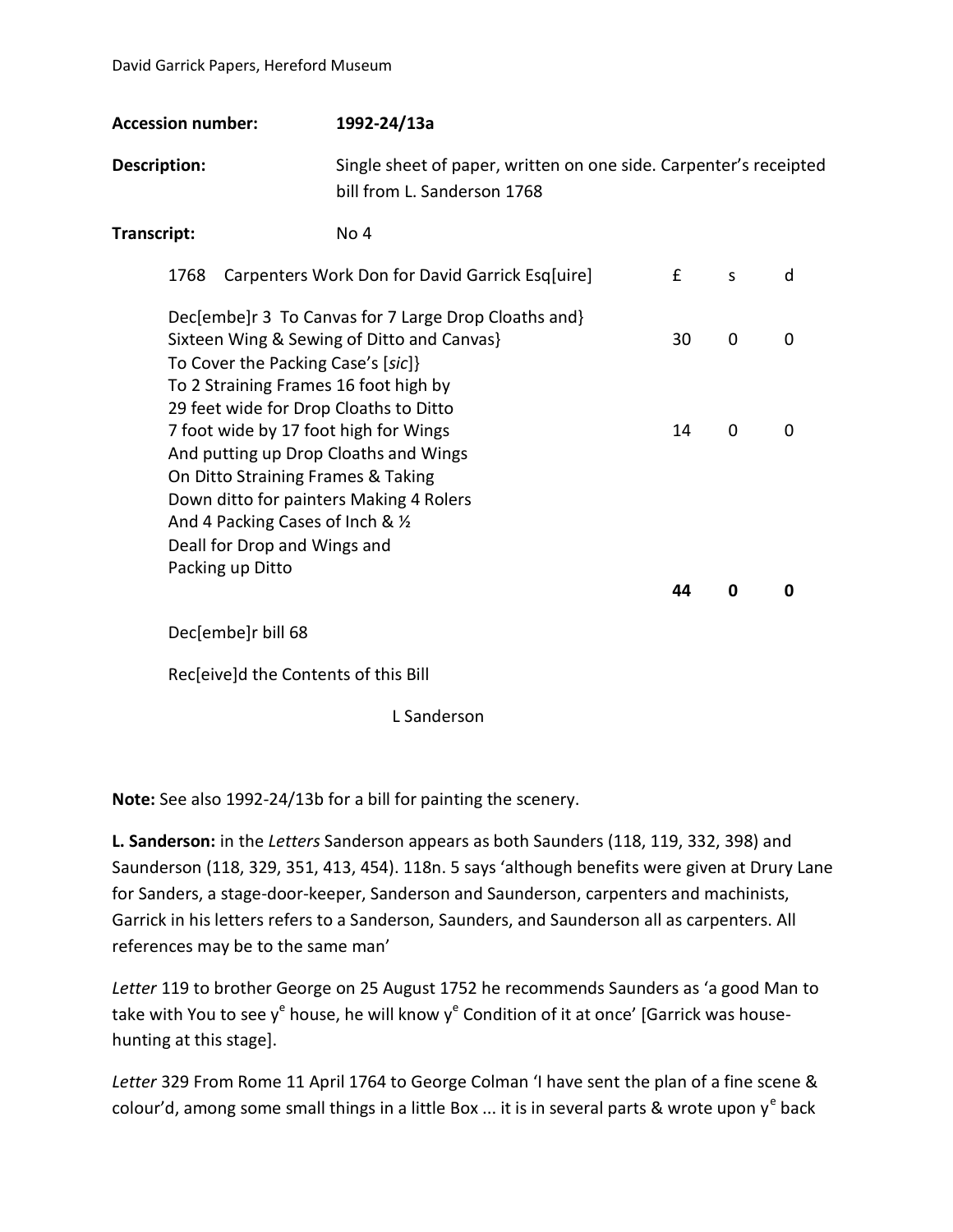**Accession number:** **1992-24/13a**

**Description:** Single sheet of paper, written on one side. Carpenter's receipted bill from L. Sanderson 1768

**Transcript:** No 4

| 1768 Carpenters Work Don for David Garrick Esq[uire] | £ | s | d |
|---|---|---|---|
| Dec[embe]r 3 To Canvas for 7 Large Drop Cloaths and} Sixteen Wing & Sewing of Ditto and Canvas} To Cover the Packing Case's [*sic*]} | 30 | 0 | 0 |
| To 2 Straining Frames 16 foot high by 29 feet wide for Drop Cloaths to Ditto 7 foot wide by 17 foot high for Wings And putting up Drop Cloaths and Wings On Ditto Straining Frames & Taking Down ditto for painters Making 4 Rolers And 4 Packing Cases of Inch & ½ Deall for Drop and Wings and Packing up Ditto | 14 | 0 | 0 |
| | **44** | **0** | **0** |

Dec[embe]r bill 68

Rec[eive]d the Contents of this Bill

L Sanderson

**Note:** See also 1992-24/13b for a bill for painting the scenery.

**L. Sanderson:** in the *Letters* Sanderson appears as both Saunders (118, 119, 332, 398) and Saunderson (118, 329, 351, 413, 454). 118n. 5 says 'although benefits were given at Drury Lane for Sanders, a stage-door-keeper, Sanderson and Saunderson, carpenters and machinists, Garrick in his letters refers to a Sanderson, Saunders, and Saunderson all as carpenters. All references may be to the same man'

*Letter* 119 to brother George on 25 August 1752 he recommends Saunders as 'a good Man to take with You to see y$^{e}$ house, he will know y$^{e}$ Condition of it at once' [Garrick was house-hunting at this stage].

*Letter* 329 From Rome 11 April 1764 to George Colman 'I have sent the plan of a fine scene & colour'd, among some small things in a little Box ... it is in several parts & wrote upon y$^{e}$ back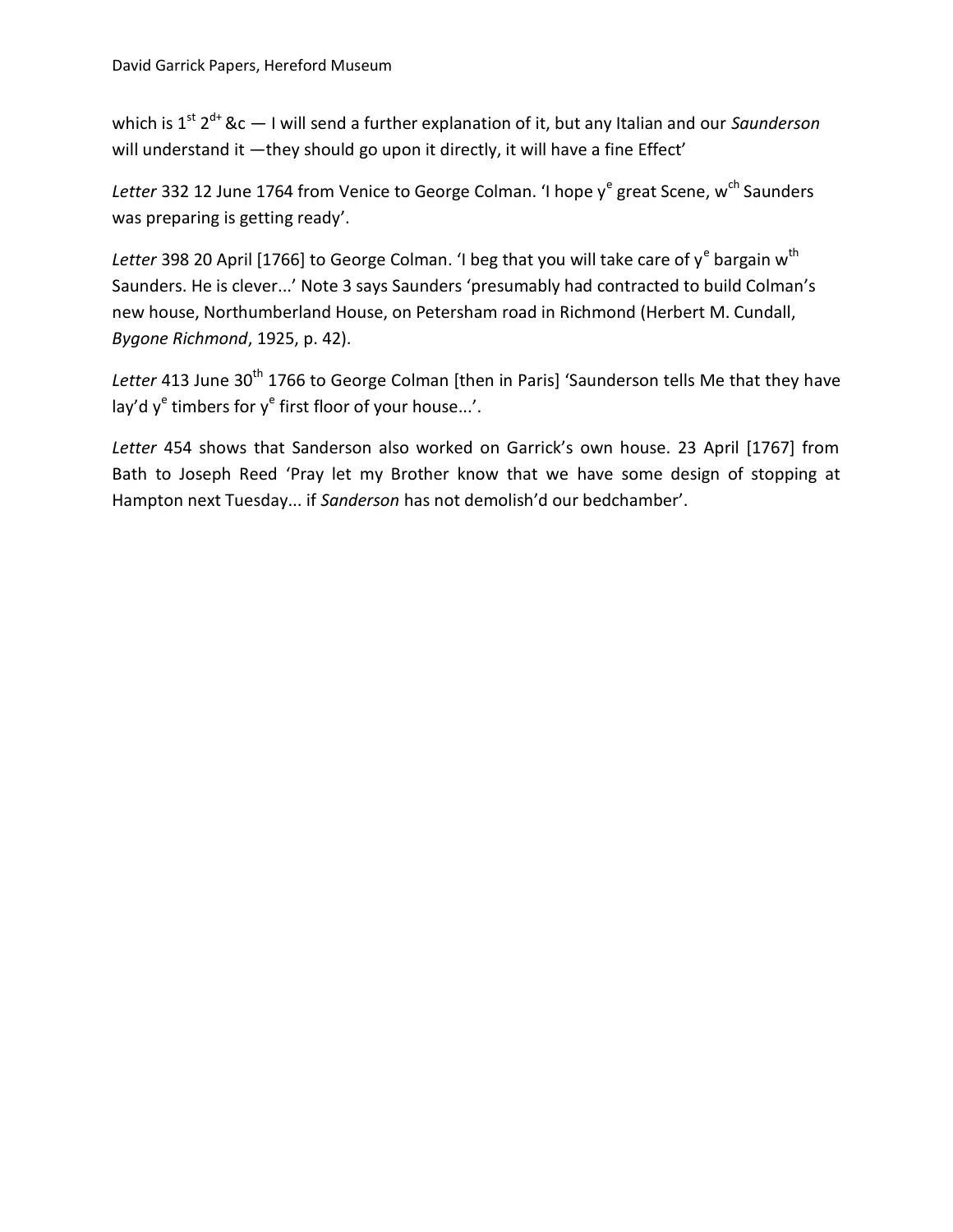which is $1^{st}$ $2^{d+}$ &c — I will send a further explanation of it, but any Italian and our *Saunderson* will understand it —they should go upon it directly, it will have a fine Effect'

*Letter* 332 12 June 1764 from Venice to George Colman. 'I hope $y^e$ great Scene, $w^{ch}$ Saunders was preparing is getting ready'.

*Letter* 398 20 April [1766] to George Colman. 'I beg that you will take care of $y^e$ bargain $w^{th}$ Saunders. He is clever...' Note 3 says Saunders 'presumably had contracted to build Colman's new house, Northumberland House, on Petersham road in Richmond (Herbert M. Cundall, *Bygone Richmond*, 1925, p. 42).

*Letter* 413 June $30^{th}$ 1766 to George Colman [then in Paris] 'Saunderson tells Me that they have lay'd $y^e$ timbers for $y^e$ first floor of your house...'.

*Letter* 454 shows that Sanderson also worked on Garrick's own house. 23 April [1767] from Bath to Joseph Reed 'Pray let my Brother know that we have some design of stopping at Hampton next Tuesday... if *Sanderson* has not demolish'd our bedchamber'.